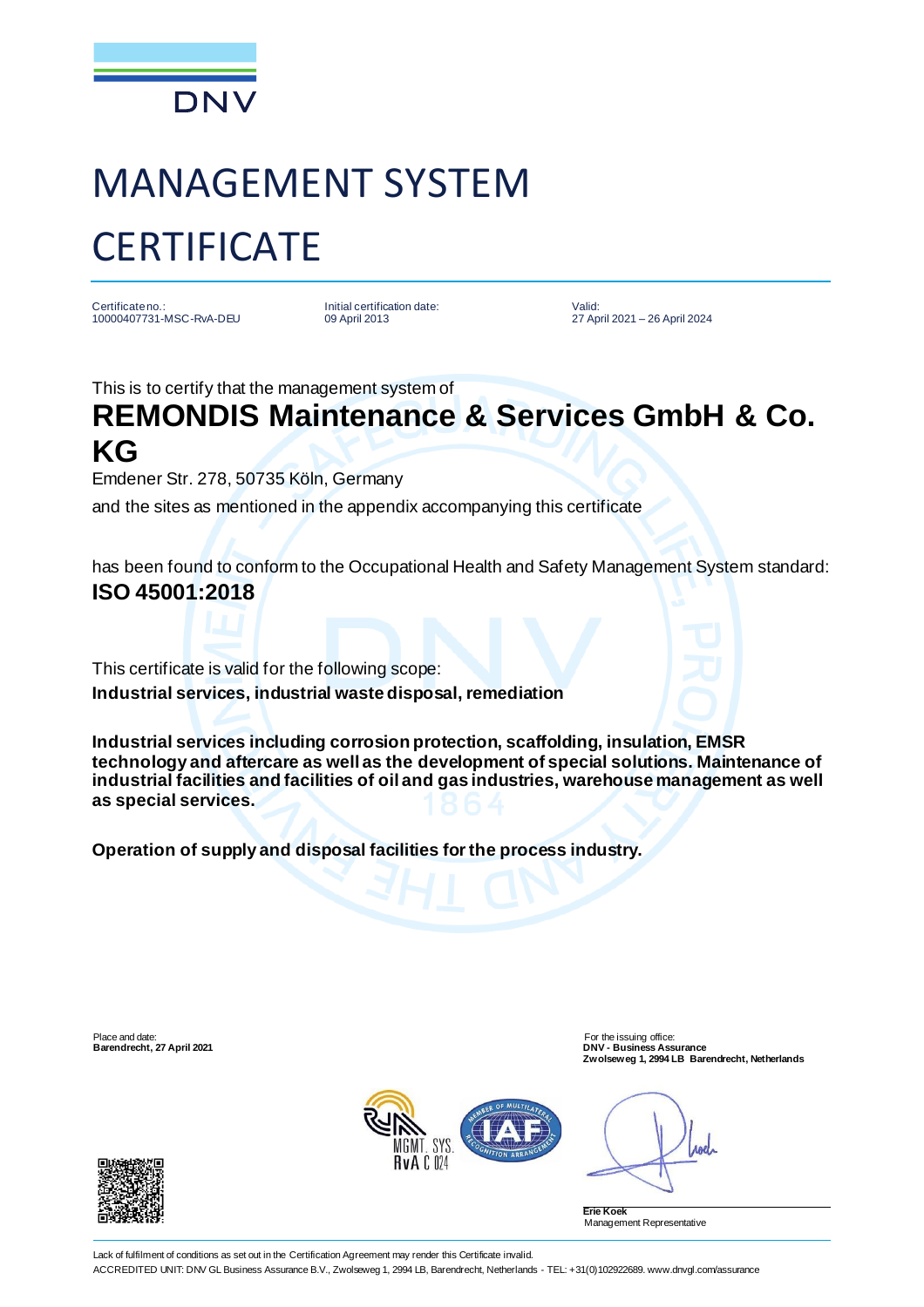DNV

# MANAGEMENT SYSTEM CERTIFICATE

Certificate no.:
10000407731-MSC-RvA-DEU

Initial certification date:
09 April 2013

Valid:
27 April 2021 – 26 April 2024

This is to certify that the management system of

## REMONDIS Maintenance & Services GmbH & Co. KG

Emdener Str. 278, 50735 Köln, Germany

and the sites as mentioned in the appendix accompanying this certificate

has been found to conform to the Occupational Health and Safety Management System standard:

**ISO 45001:2018**

This certificate is valid for the following scope:

**Industrial services, industrial waste disposal, remediation**

**Industrial services including corrosion protection, scaffolding, insulation, EMSR technology and aftercare as well as the development of special solutions. Maintenance of industrial facilities and facilities of oil and gas industries, warehouse management as well as special services.**

**Operation of supply and disposal facilities for the process industry.**

Place and date:
**Barendrecht, 27 April 2021**

For the issuing office:
**DNV - Business Assurance**
**Zwolseweg 1, 2994 LB Barendrecht, Netherlands**

**Erie Koek**
Management Representative

Lack of fulfilment of conditions as set out in the Certification Agreement may render this Certificate invalid.

ACCREDITED UNIT: DNV GL Business Assurance B.V., Zwolseweg 1, 2994 LB, Barendrecht, Netherlands - TEL: +31(0)102922689. www.dnvgl.com/assurance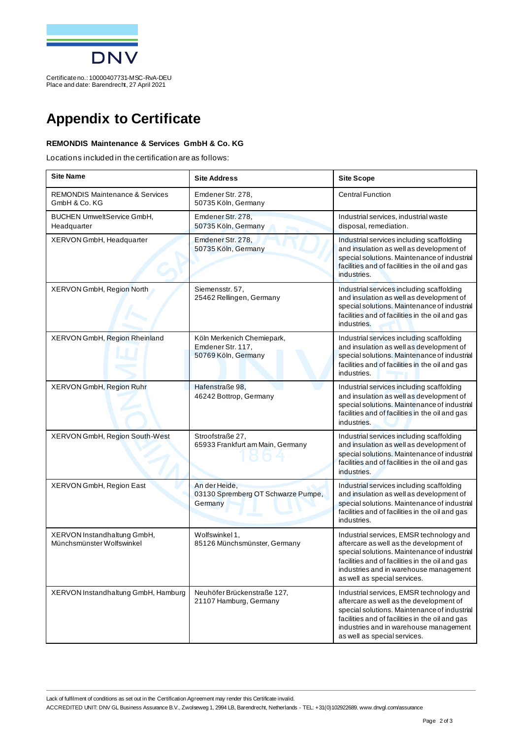Certificate no.: 10000407731-MSC-RvA-DEU
Place and date: Barendrecht, 27 April 2021

# Appendix to Certificate

**REMONDIS Maintenance & Services GmbH & Co. KG**

Locations included in the certification are as follows:

| Site Name | Site Address | Site Scope |
|---|---|---|
| REMONDIS Maintenance & Services GmbH & Co. KG | Emdener Str. 278, 50735 Köln, Germany | Central Function |
| BUCHEN UmweltService GmbH, Headquarter | Emdener Str. 278, 50735 Köln, Germany | Industrial services, industrial waste disposal, remediation. |
| XERVON GmbH, Headquarter | Emdener Str. 278, 50735 Köln, Germany | Industrial services including scaffolding and insulation as well as development of special solutions. Maintenance of industrial facilities and of facilities in the oil and gas industries. |
| XERVON GmbH, Region North | Siemensstr. 57, 25462 Rellingen, Germany | Industrial services including scaffolding and insulation as well as development of special solutions. Maintenance of industrial facilities and of facilities in the oil and gas industries. |
| XERVON GmbH, Region Rheinland | Köln Merkenich Chemiepark, Emdener Str. 117, 50769 Köln, Germany | Industrial services including scaffolding and insulation as well as development of special solutions. Maintenance of industrial facilities and of facilities in the oil and gas industries. |
| XERVON GmbH, Region Ruhr | Hafenstraße 98, 46242 Bottrop, Germany | Industrial services including scaffolding and insulation as well as development of special solutions. Maintenance of industrial facilities and of facilities in the oil and gas industries. |
| XERVON GmbH, Region South-West | Stroofstraße 27, 65933 Frankfurt am Main, Germany | Industrial services including scaffolding and insulation as well as development of special solutions. Maintenance of industrial facilities and of facilities in the oil and gas industries. |
| XERVON GmbH, Region East | An der Heide, 03130 Spremberg OT Schwarze Pumpe, Germany | Industrial services including scaffolding and insulation as well as development of special solutions. Maintenance of industrial facilities and of facilities in the oil and gas industries. |
| XERVON Instandhaltung GmbH, Münchsmünster Wolfswinkel | Wolfswinkel 1, 85126 Münchsmünster, Germany | Industrial services, EMSR technology and aftercare as well as the development of special solutions. Maintenance of industrial facilities and of facilities in the oil and gas industries and in warehouse management as well as special services. |
| XERVON Instandhaltung GmbH, Hamburg | Neuhöfer Brückenstraße 127, 21107 Hamburg, Germany | Industrial services, EMSR technology and aftercare as well as the development of special solutions. Maintenance of industrial facilities and of facilities in the oil and gas industries and in warehouse management as well as special services. |

Lack of fulfilment of conditions as set out in the Certification Agreement may render this Certificate invalid.

ACCREDITED UNIT: DNV GL Business Assurance B.V., Zwolseweg 1, 2994 LB, Barendrecht, Netherlands - TEL: +31(0)102922689. www.dnvgl.com/assurance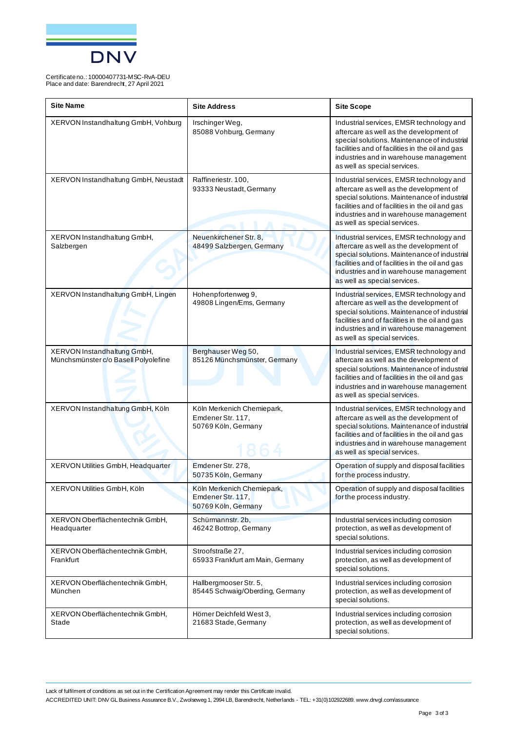Certificate no.: 10000407731-MSC-RvA-DEU
Place and date: Barendrecht, 27 April 2021

| Site Name | Site Address | Site Scope |
|---|---|---|
| XERVON Instandhaltung GmbH, Vohburg | Irschinger Weg, 85088 Vohburg, Germany | Industrial services, EMSR technology and aftercare as well as the development of special solutions. Maintenance of industrial facilities and of facilities in the oil and gas industries and in warehouse management as well as special services. |
| XERVON Instandhaltung GmbH, Neustadt | Raffineriestr. 100, 93333 Neustadt, Germany | Industrial services, EMSR technology and aftercare as well as the development of special solutions. Maintenance of industrial facilities and of facilities in the oil and gas industries and in warehouse management as well as special services. |
| XERVON Instandhaltung GmbH, Salzbergen | Neuenkirchener Str. 8, 48499 Salzbergen, Germany | Industrial services, EMSR technology and aftercare as well as the development of special solutions. Maintenance of industrial facilities and of facilities in the oil and gas industries and in warehouse management as well as special services. |
| XERVON Instandhaltung GmbH, Lingen | Hohenpfortenweg 9, 49808 Lingen/Ems, Germany | Industrial services, EMSR technology and aftercare as well as the development of special solutions. Maintenance of industrial facilities and of facilities in the oil and gas industries and in warehouse management as well as special services. |
| XERVON Instandhaltung GmbH, Münchsmünster c/o Basell Polyolefine | Berghauser Weg 50, 85126 Münchsmünster, Germany | Industrial services, EMSR technology and aftercare as well as the development of special solutions. Maintenance of industrial facilities and of facilities in the oil and gas industries and in warehouse management as well as special services. |
| XERVON Instandhaltung GmbH, Köln | Köln Merkenich Chemiepark, Emdener Str. 117, 50769 Köln, Germany | Industrial services, EMSR technology and aftercare as well as the development of special solutions. Maintenance of industrial facilities and of facilities in the oil and gas industries and in warehouse management as well as special services. |
| XERVON Utilities GmbH, Headquarter | Emdener Str. 278, 50735 Köln, Germany | Operation of supply and disposal facilities for the process industry. |
| XERVON Utilities GmbH, Köln | Köln Merkenich Chemiepark, Emdener Str. 117, 50769 Köln, Germany | Operation of supply and disposal facilities for the process industry. |
| XERVON Oberflächentechnik GmbH, Headquarter | Schürmannstr. 2b, 46242 Bottrop, Germany | Industrial services including corrosion protection, as well as development of special solutions. |
| XERVON Oberflächentechnik GmbH, Frankfurt | Stroofstraße 27, 65933 Frankfurt am Main, Germany | Industrial services including corrosion protection, as well as development of special solutions. |
| XERVON Oberflächentechnik GmbH, München | Hallbergmooser Str. 5, 85445 Schwaig/Oberding, Germany | Industrial services including corrosion protection, as well as development of special solutions. |
| XERVON Oberflächentechnik GmbH, Stade | Hörner Deichfeld West 3, 21683 Stade, Germany | Industrial services including corrosion protection, as well as development of special solutions. |

Lack of fulfilment of conditions as set out in the Certification Agreement may render this Certificate invalid.

ACCREDITED UNIT: DNV GL Business Assurance B.V., Zwolseweg 1, 2994 LB, Barendrecht, Netherlands - TEL: +31(0)102922689. www.dnvgl.com/assurance